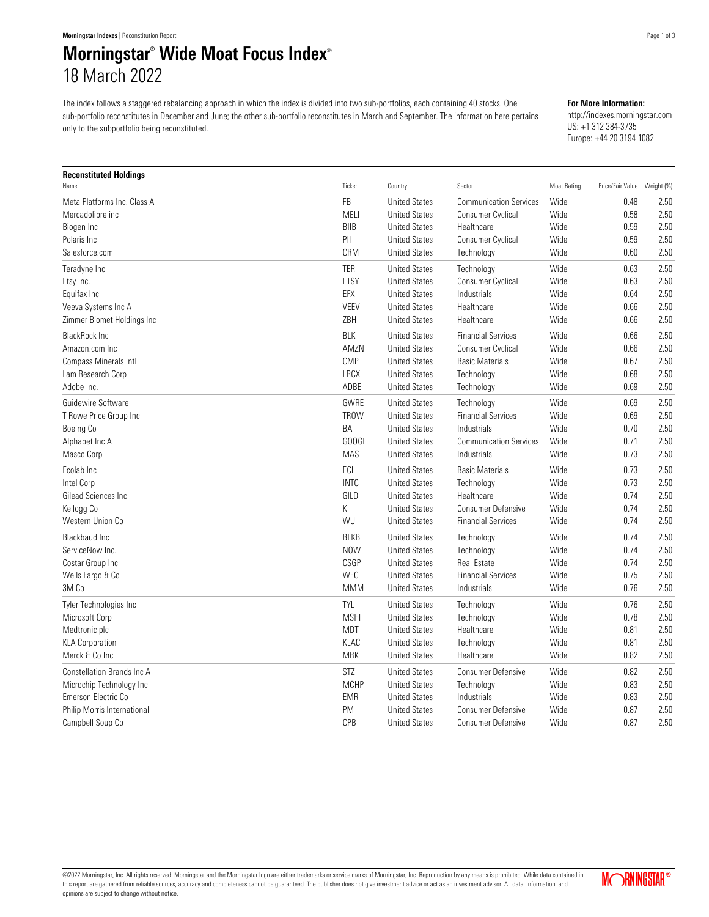# Morningstar® Wide Moat Focus Index℠

## 18 March 2022

The index follows a staggered rebalancing approach in which the index is divided into two sub-portfolios, each containing 40 stocks. One sub-portfolio reconstitutes in December and June; the other sub-portfolio reconstitutes in March and September. The information here pertains only to the subportfolio being reconstituted.

**For More Information:**
http://indexes.morningstar.com
US: +1 312 384-3735
Europe: +44 20 3194 1082

### Reconstituted Holdings

| Name | Ticker | Country | Sector | Moat Rating | Price/Fair Value | Weight (%) |
|---|---|---|---|---|---|---|
| Meta Platforms Inc. Class A | FB | United States | Communication Services | Wide | 0.48 | 2.50 |
| Mercadolibre inc | MELI | United States | Consumer Cyclical | Wide | 0.58 | 2.50 |
| Biogen Inc | BIIB | United States | Healthcare | Wide | 0.59 | 2.50 |
| Polaris Inc | PII | United States | Consumer Cyclical | Wide | 0.59 | 2.50 |
| Salesforce.com | CRM | United States | Technology | Wide | 0.60 | 2.50 |
| Teradyne Inc | TER | United States | Technology | Wide | 0.63 | 2.50 |
| Etsy Inc. | ETSY | United States | Consumer Cyclical | Wide | 0.63 | 2.50 |
| Equifax Inc | EFX | United States | Industrials | Wide | 0.64 | 2.50 |
| Veeva Systems Inc A | VEEV | United States | Healthcare | Wide | 0.66 | 2.50 |
| Zimmer Biomet Holdings Inc | ZBH | United States | Healthcare | Wide | 0.66 | 2.50 |
| BlackRock Inc | BLK | United States | Financial Services | Wide | 0.66 | 2.50 |
| Amazon.com Inc | AMZN | United States | Consumer Cyclical | Wide | 0.66 | 2.50 |
| Compass Minerals Intl | CMP | United States | Basic Materials | Wide | 0.67 | 2.50 |
| Lam Research Corp | LRCX | United States | Technology | Wide | 0.68 | 2.50 |
| Adobe Inc. | ADBE | United States | Technology | Wide | 0.69 | 2.50 |
| Guidewire Software | GWRE | United States | Technology | Wide | 0.69 | 2.50 |
| T Rowe Price Group Inc | TROW | United States | Financial Services | Wide | 0.69 | 2.50 |
| Boeing Co | BA | United States | Industrials | Wide | 0.70 | 2.50 |
| Alphabet Inc A | GOOGL | United States | Communication Services | Wide | 0.71 | 2.50 |
| Masco Corp | MAS | United States | Industrials | Wide | 0.73 | 2.50 |
| Ecolab Inc | ECL | United States | Basic Materials | Wide | 0.73 | 2.50 |
| Intel Corp | INTC | United States | Technology | Wide | 0.73 | 2.50 |
| Gilead Sciences Inc | GILD | United States | Healthcare | Wide | 0.74 | 2.50 |
| Kellogg Co | K | United States | Consumer Defensive | Wide | 0.74 | 2.50 |
| Western Union Co | WU | United States | Financial Services | Wide | 0.74 | 2.50 |
| Blackbaud Inc | BLKB | United States | Technology | Wide | 0.74 | 2.50 |
| ServiceNow Inc. | NOW | United States | Technology | Wide | 0.74 | 2.50 |
| Costar Group Inc | CSGP | United States | Real Estate | Wide | 0.74 | 2.50 |
| Wells Fargo & Co | WFC | United States | Financial Services | Wide | 0.75 | 2.50 |
| 3M Co | MMM | United States | Industrials | Wide | 0.76 | 2.50 |
| Tyler Technologies Inc | TYL | United States | Technology | Wide | 0.76 | 2.50 |
| Microsoft Corp | MSFT | United States | Technology | Wide | 0.78 | 2.50 |
| Medtronic plc | MDT | United States | Healthcare | Wide | 0.81 | 2.50 |
| KLA Corporation | KLAC | United States | Technology | Wide | 0.81 | 2.50 |
| Merck & Co Inc | MRK | United States | Healthcare | Wide | 0.82 | 2.50 |
| Constellation Brands Inc A | STZ | United States | Consumer Defensive | Wide | 0.82 | 2.50 |
| Microchip Technology Inc | MCHP | United States | Technology | Wide | 0.83 | 2.50 |
| Emerson Electric Co | EMR | United States | Industrials | Wide | 0.83 | 2.50 |
| Philip Morris International | PM | United States | Consumer Defensive | Wide | 0.87 | 2.50 |
| Campbell Soup Co | CPB | United States | Consumer Defensive | Wide | 0.87 | 2.50 |

©2022 Morningstar, Inc. All rights reserved. Morningstar and the Morningstar logo are either trademarks or service marks of Morningstar, Inc. Reproduction by any means is prohibited. While data contained in this report are gathered from reliable sources, accuracy and completeness cannot be guaranteed. The publisher does not give investment advice or act as an investment advisor. All data, information, and opinions are subject to change without notice.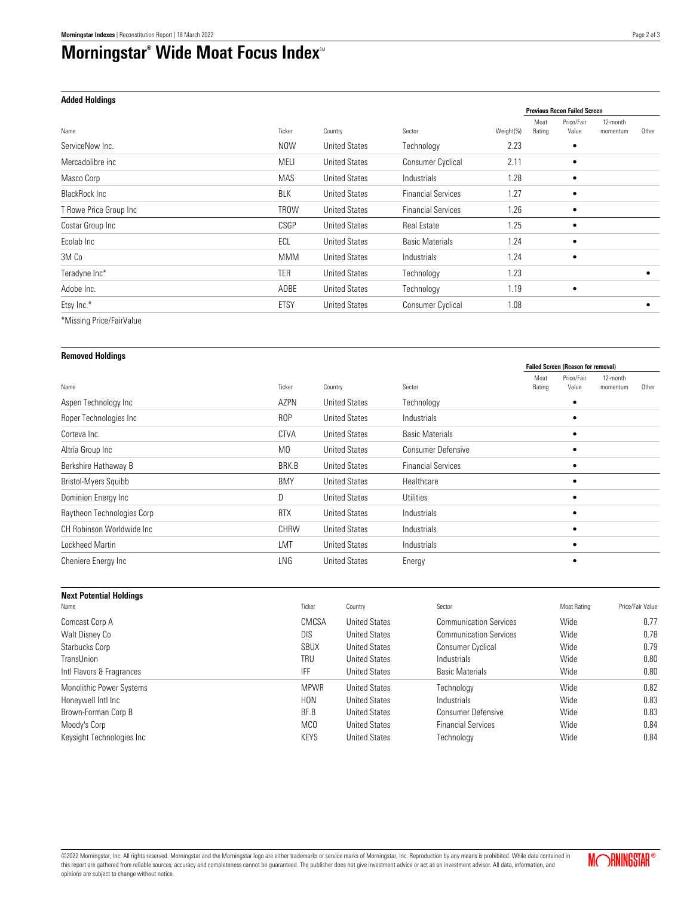# Morningstar® Wide Moat Focus Index℠

### Added Holdings

| Name | Ticker | Country | Sector | Weight(%) | Previous Recon Failed Screen | | | |
|---|---|---|---|---|---|---|---|---|
| | | | | | Moat Rating | Price/Fair Value | 12-month momentum | Other |
| ServiceNow Inc. | NOW | United States | Technology | 2.23 | | • | | |
| Mercadolibre inc | MELI | United States | Consumer Cyclical | 2.11 | | • | | |
| Masco Corp | MAS | United States | Industrials | 1.28 | | • | | |
| BlackRock Inc | BLK | United States | Financial Services | 1.27 | | • | | |
| T Rowe Price Group Inc | TROW | United States | Financial Services | 1.26 | | • | | |
| Costar Group Inc | CSGP | United States | Real Estate | 1.25 | | • | | |
| Ecolab Inc | ECL | United States | Basic Materials | 1.24 | | • | | |
| 3M Co | MMM | United States | Industrials | 1.24 | | • | | |
| Teradyne Inc* | TER | United States | Technology | 1.23 | | | | • |
| Adobe Inc. | ADBE | United States | Technology | 1.19 | | • | | |
| Etsy Inc.* | ETSY | United States | Consumer Cyclical | 1.08 | | | | • |

*Missing Price/FairValue

### Removed Holdings

| Name | Ticker | Country | Sector | Failed Screen (Reason for removal) | | | |
|---|---|---|---|---|---|---|---|
| | | | | Moat Rating | Price/Fair Value | 12-month momentum | Other |
| Aspen Technology Inc | AZPN | United States | Technology | | • | | |
| Roper Technologies Inc | ROP | United States | Industrials | | • | | |
| Corteva Inc. | CTVA | United States | Basic Materials | | • | | |
| Altria Group Inc | MO | United States | Consumer Defensive | | • | | |
| Berkshire Hathaway B | BRK.B | United States | Financial Services | | • | | |
| Bristol-Myers Squibb | BMY | United States | Healthcare | | • | | |
| Dominion Energy Inc | D | United States | Utilities | | • | | |
| Raytheon Technologies Corp | RTX | United States | Industrials | | • | | |
| CH Robinson Worldwide Inc | CHRW | United States | Industrials | | • | | |
| Lockheed Martin | LMT | United States | Industrials | | • | | |
| Cheniere Energy Inc | LNG | United States | Energy | | • | | |

### Next Potential Holdings

| Name | Ticker | Country | Sector | Moat Rating | Price/Fair Value |
|---|---|---|---|---|---|
| Comcast Corp A | CMCSA | United States | Communication Services | Wide | 0.77 |
| Walt Disney Co | DIS | United States | Communication Services | Wide | 0.78 |
| Starbucks Corp | SBUX | United States | Consumer Cyclical | Wide | 0.79 |
| TransUnion | TRU | United States | Industrials | Wide | 0.80 |
| Intl Flavors & Fragrances | IFF | United States | Basic Materials | Wide | 0.80 |
| Monolithic Power Systems | MPWR | United States | Technology | Wide | 0.82 |
| Honeywell Intl Inc | HON | United States | Industrials | Wide | 0.83 |
| Brown-Forman Corp B | BF.B | United States | Consumer Defensive | Wide | 0.83 |
| Moody's Corp | MCO | United States | Financial Services | Wide | 0.84 |
| Keysight Technologies Inc | KEYS | United States | Technology | Wide | 0.84 |

©2022 Morningstar, Inc. All rights reserved. Morningstar and the Morningstar logo are either trademarks or service marks of Morningstar, Inc. Reproduction by any means is prohibited. While data contained in this report are gathered from reliable sources, accuracy and completeness cannot be guaranteed. The publisher does not give investment advice or act as an investment advisor. All data, information, and opinions are subject to change without notice.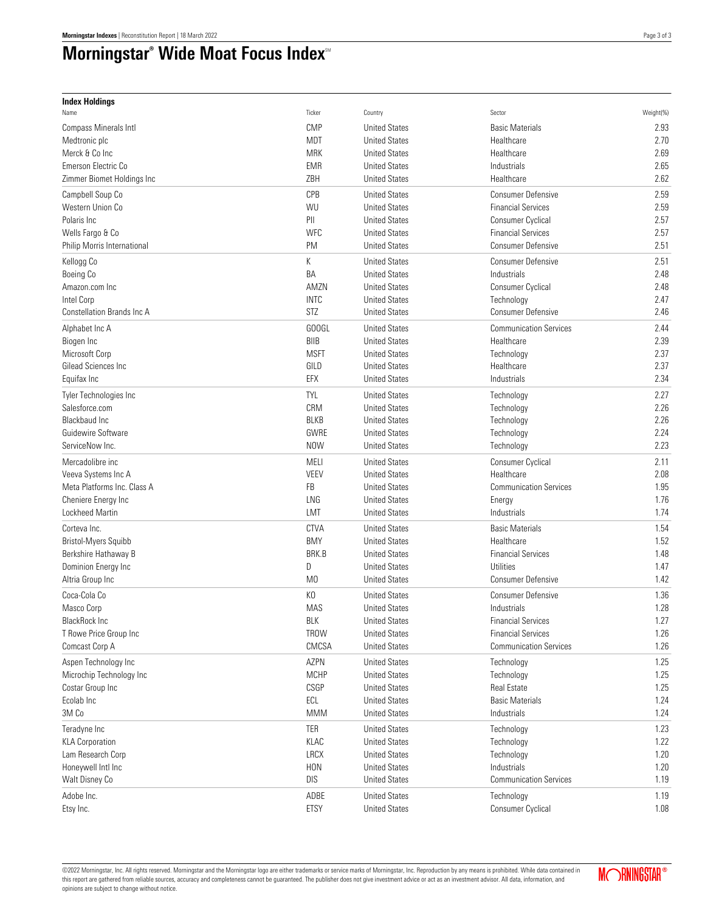# Morningstar® Wide Moat Focus Index℠

**Index Holdings**

| Name | Ticker | Country | Sector | Weight(%) |
|---|---|---|---|---|
| Compass Minerals Intl | CMP | United States | Basic Materials | 2.93 |
| Medtronic plc | MDT | United States | Healthcare | 2.70 |
| Merck & Co Inc | MRK | United States | Healthcare | 2.69 |
| Emerson Electric Co | EMR | United States | Industrials | 2.65 |
| Zimmer Biomet Holdings Inc | ZBH | United States | Healthcare | 2.62 |
| Campbell Soup Co | CPB | United States | Consumer Defensive | 2.59 |
| Western Union Co | WU | United States | Financial Services | 2.59 |
| Polaris Inc | PII | United States | Consumer Cyclical | 2.57 |
| Wells Fargo & Co | WFC | United States | Financial Services | 2.57 |
| Philip Morris International | PM | United States | Consumer Defensive | 2.51 |
| Kellogg Co | K | United States | Consumer Defensive | 2.51 |
| Boeing Co | BA | United States | Industrials | 2.48 |
| Amazon.com Inc | AMZN | United States | Consumer Cyclical | 2.48 |
| Intel Corp | INTC | United States | Technology | 2.47 |
| Constellation Brands Inc A | STZ | United States | Consumer Defensive | 2.46 |
| Alphabet Inc A | GOOGL | United States | Communication Services | 2.44 |
| Biogen Inc | BIIB | United States | Healthcare | 2.39 |
| Microsoft Corp | MSFT | United States | Technology | 2.37 |
| Gilead Sciences Inc | GILD | United States | Healthcare | 2.37 |
| Equifax Inc | EFX | United States | Industrials | 2.34 |
| Tyler Technologies Inc | TYL | United States | Technology | 2.27 |
| Salesforce.com | CRM | United States | Technology | 2.26 |
| Blackbaud Inc | BLKB | United States | Technology | 2.26 |
| Guidewire Software | GWRE | United States | Technology | 2.24 |
| ServiceNow Inc. | NOW | United States | Technology | 2.23 |
| Mercadolibre inc | MELI | United States | Consumer Cyclical | 2.11 |
| Veeva Systems Inc A | VEEV | United States | Healthcare | 2.08 |
| Meta Platforms Inc. Class A | FB | United States | Communication Services | 1.95 |
| Cheniere Energy Inc | LNG | United States | Energy | 1.76 |
| Lockheed Martin | LMT | United States | Industrials | 1.74 |
| Corteva Inc. | CTVA | United States | Basic Materials | 1.54 |
| Bristol-Myers Squibb | BMY | United States | Healthcare | 1.52 |
| Berkshire Hathaway B | BRK.B | United States | Financial Services | 1.48 |
| Dominion Energy Inc | D | United States | Utilities | 1.47 |
| Altria Group Inc | MO | United States | Consumer Defensive | 1.42 |
| Coca-Cola Co | KO | United States | Consumer Defensive | 1.36 |
| Masco Corp | MAS | United States | Industrials | 1.28 |
| BlackRock Inc | BLK | United States | Financial Services | 1.27 |
| T Rowe Price Group Inc | TROW | United States | Financial Services | 1.26 |
| Comcast Corp A | CMCSA | United States | Communication Services | 1.26 |
| Aspen Technology Inc | AZPN | United States | Technology | 1.25 |
| Microchip Technology Inc | MCHP | United States | Technology | 1.25 |
| Costar Group Inc | CSGP | United States | Real Estate | 1.25 |
| Ecolab Inc | ECL | United States | Basic Materials | 1.24 |
| 3M Co | MMM | United States | Industrials | 1.24 |
| Teradyne Inc | TER | United States | Technology | 1.23 |
| KLA Corporation | KLAC | United States | Technology | 1.22 |
| Lam Research Corp | LRCX | United States | Technology | 1.20 |
| Honeywell Intl Inc | HON | United States | Industrials | 1.20 |
| Walt Disney Co | DIS | United States | Communication Services | 1.19 |
| Adobe Inc. | ADBE | United States | Technology | 1.19 |
| Etsy Inc. | ETSY | United States | Consumer Cyclical | 1.08 |

©2022 Morningstar, Inc. All rights reserved. Morningstar and the Morningstar logo are either trademarks or service marks of Morningstar, Inc. Reproduction by any means is prohibited. While data contained in this report are gathered from reliable sources, accuracy and completeness cannot be guaranteed. The publisher does not give investment advice or act as an investment advisor. All data, information, and opinions are subject to change without notice.